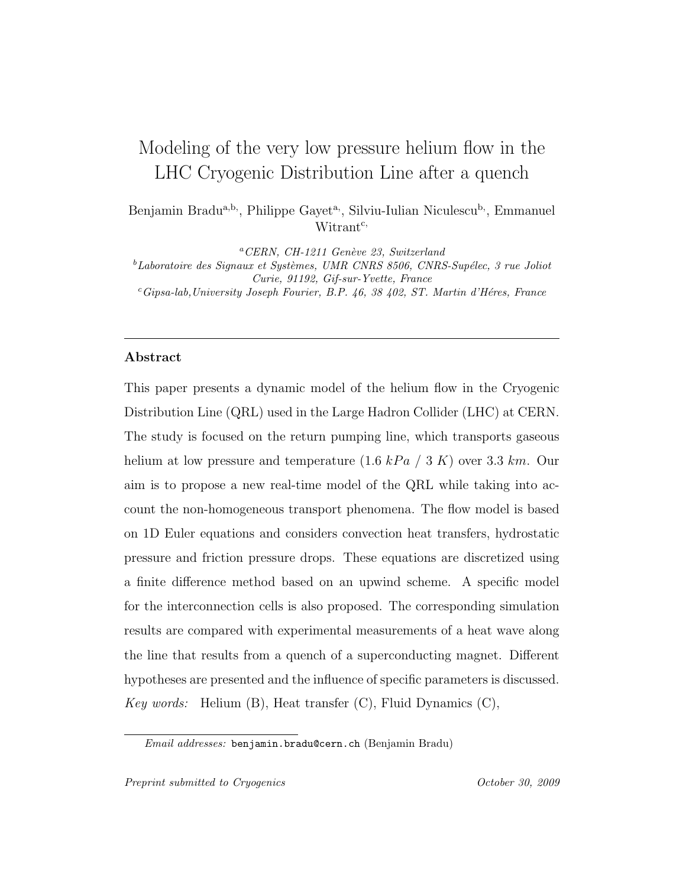# Modeling of the very low pressure helium flow in the LHC Cryogenic Distribution Line after a quench

Benjamin Bradu[a,b], Philippe Gayet[a], Silviu-Iulian Niculescu[b], Emmanuel Witrant[c]

[a] *CERN, CH-1211 Genève 23, Switzerland*
[b] *Laboratoire des Signaux et Systèmes, UMR CNRS 8506, CNRS-Supélec, 3 rue Joliot Curie, 91192, Gif-sur-Yvette, France*
[c] *Gipsa-lab,University Joseph Fourier, B.P. 46, 38 402, ST. Martin d'Héres, France*

---

## Abstract

This paper presents a dynamic model of the helium flow in the Cryogenic Distribution Line (QRL) used in the Large Hadron Collider (LHC) at CERN. The study is focused on the return pumping line, which transports gaseous helium at low pressure and temperature (1.6 $kPa$ / 3 $K$) over 3.3 $km$. Our aim is to propose a new real-time model of the QRL while taking into account the non-homogeneous transport phenomena. The flow model is based on 1D Euler equations and considers convection heat transfers, hydrostatic pressure and friction pressure drops. These equations are discretized using a finite difference method based on an upwind scheme. A specific model for the interconnection cells is also proposed. The corresponding simulation results are compared with experimental measurements of a heat wave along the line that results from a quench of a superconducting magnet. Different hypotheses are presented and the influence of specific parameters is discussed.

*Key words:* Helium (B), Heat transfer (C), Fluid Dynamics (C),

---

*Email addresses:* benjamin.bradu@cern.ch (Benjamin Bradu)

*Preprint submitted to Cryogenics* *October 30, 2009*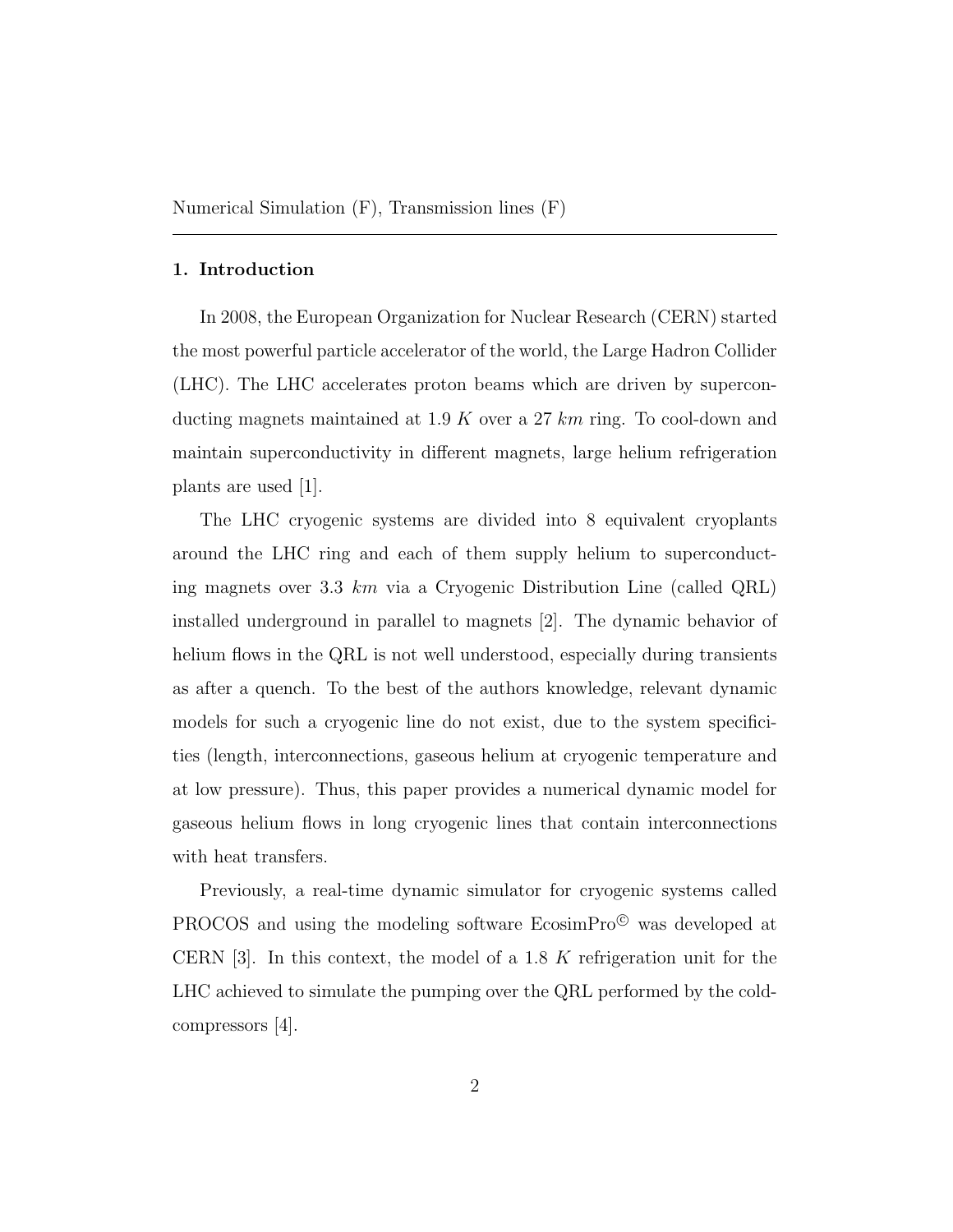Numerical Simulation (F), Transmission lines (F)

---

## 1. Introduction

In 2008, the European Organization for Nuclear Research (CERN) started the most powerful particle accelerator of the world, the Large Hadron Collider (LHC). The LHC accelerates proton beams which are driven by superconducting magnets maintained at 1.9 $K$ over a 27 $km$ ring. To cool-down and maintain superconductivity in different magnets, large helium refrigeration plants are used [1].

The LHC cryogenic systems are divided into 8 equivalent cryoplants around the LHC ring and each of them supply helium to superconducting magnets over 3.3 $km$ via a Cryogenic Distribution Line (called QRL) installed underground in parallel to magnets [2]. The dynamic behavior of helium flows in the QRL is not well understood, especially during transients as after a quench. To the best of the authors knowledge, relevant dynamic models for such a cryogenic line do not exist, due to the system specificities (length, interconnections, gaseous helium at cryogenic temperature and at low pressure). Thus, this paper provides a numerical dynamic model for gaseous helium flows in long cryogenic lines that contain interconnections with heat transfers.

Previously, a real-time dynamic simulator for cryogenic systems called PROCOS and using the modeling software EcosimPro© was developed at CERN [3]. In this context, the model of a 1.8 $K$ refrigeration unit for the LHC achieved to simulate the pumping over the QRL performed by the cold-compressors [4].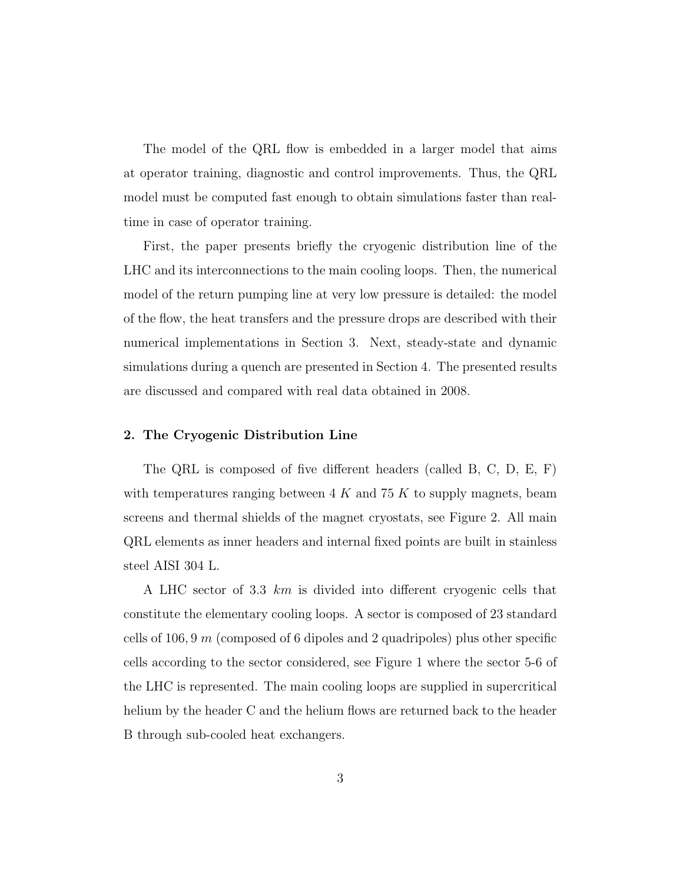The model of the QRL flow is embedded in a larger model that aims at operator training, diagnostic and control improvements. Thus, the QRL model must be computed fast enough to obtain simulations faster than real-time in case of operator training.

First, the paper presents briefly the cryogenic distribution line of the LHC and its interconnections to the main cooling loops. Then, the numerical model of the return pumping line at very low pressure is detailed: the model of the flow, the heat transfers and the pressure drops are described with their numerical implementations in Section 3. Next, steady-state and dynamic simulations during a quench are presented in Section 4. The presented results are discussed and compared with real data obtained in 2008.

## 2. The Cryogenic Distribution Line

The QRL is composed of five different headers (called B, C, D, E, F) with temperatures ranging between 4 $K$ and 75 $K$ to supply magnets, beam screens and thermal shields of the magnet cryostats, see Figure 2. All main QRL elements as inner headers and internal fixed points are built in stainless steel AISI 304 L.

A LHC sector of 3.3 $km$ is divided into different cryogenic cells that constitute the elementary cooling loops. A sector is composed of 23 standard cells of $106,9$ $m$ (composed of 6 dipoles and 2 quadripoles) plus other specific cells according to the sector considered, see Figure 1 where the sector 5-6 of the LHC is represented. The main cooling loops are supplied in supercritical helium by the header C and the helium flows are returned back to the header B through sub-cooled heat exchangers.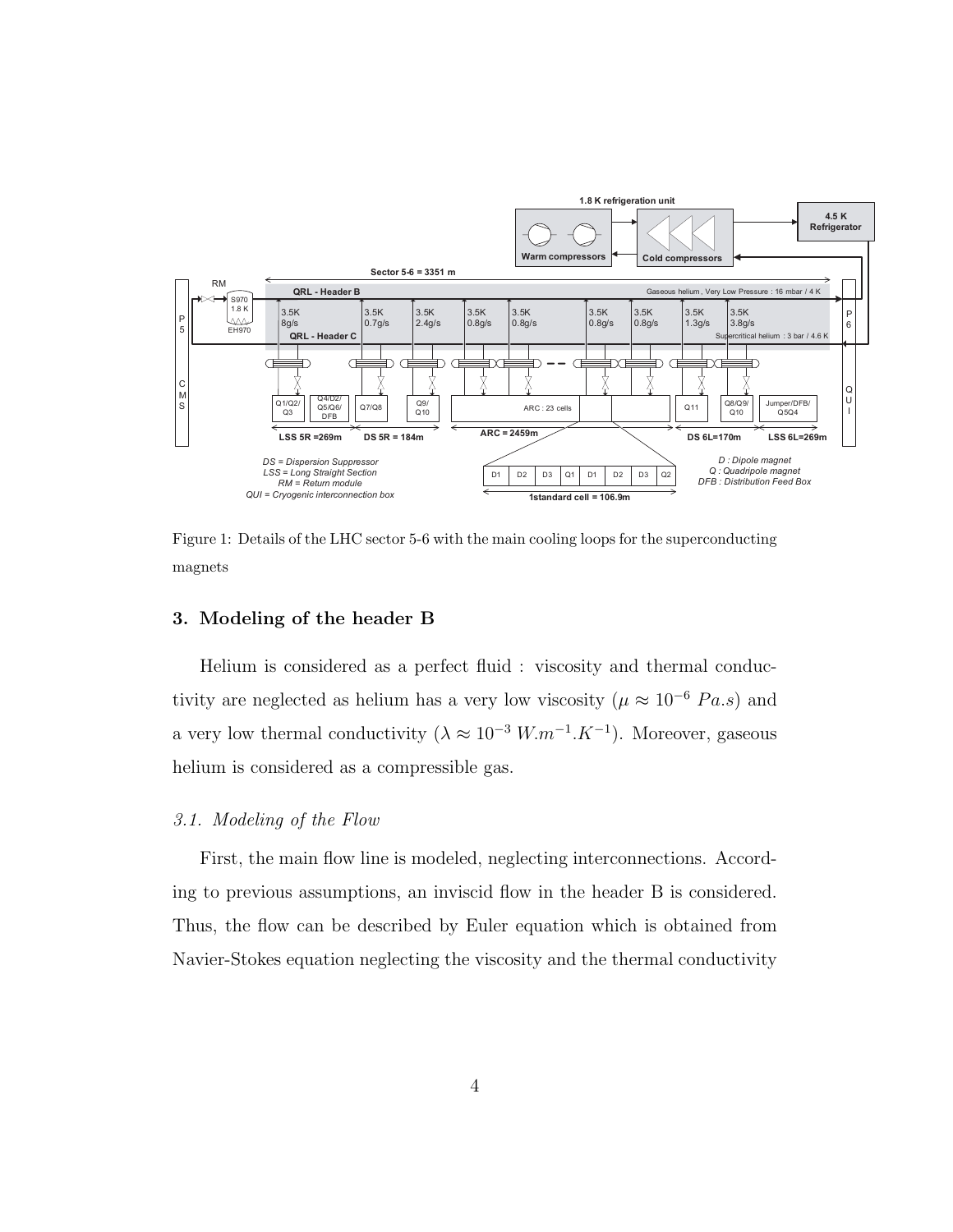Figure 1: Details of the LHC sector 5-6 with the main cooling loops for the superconducting magnets

## 3. Modeling of the header B

Helium is considered as a perfect fluid : viscosity and thermal conductivity are neglected as helium has a very low viscosity ($\mu \approx 10^{-6}\ Pa.s$) and a very low thermal conductivity ($\lambda \approx 10^{-3}\ W.m^{-1}.K^{-1}$). Moreover, gaseous helium is considered as a compressible gas.

### *3.1. Modeling of the Flow*

First, the main flow line is modeled, neglecting interconnections. According to previous assumptions, an inviscid flow in the header B is considered. Thus, the flow can be described by Euler equation which is obtained from Navier-Stokes equation neglecting the viscosity and the thermal conductivity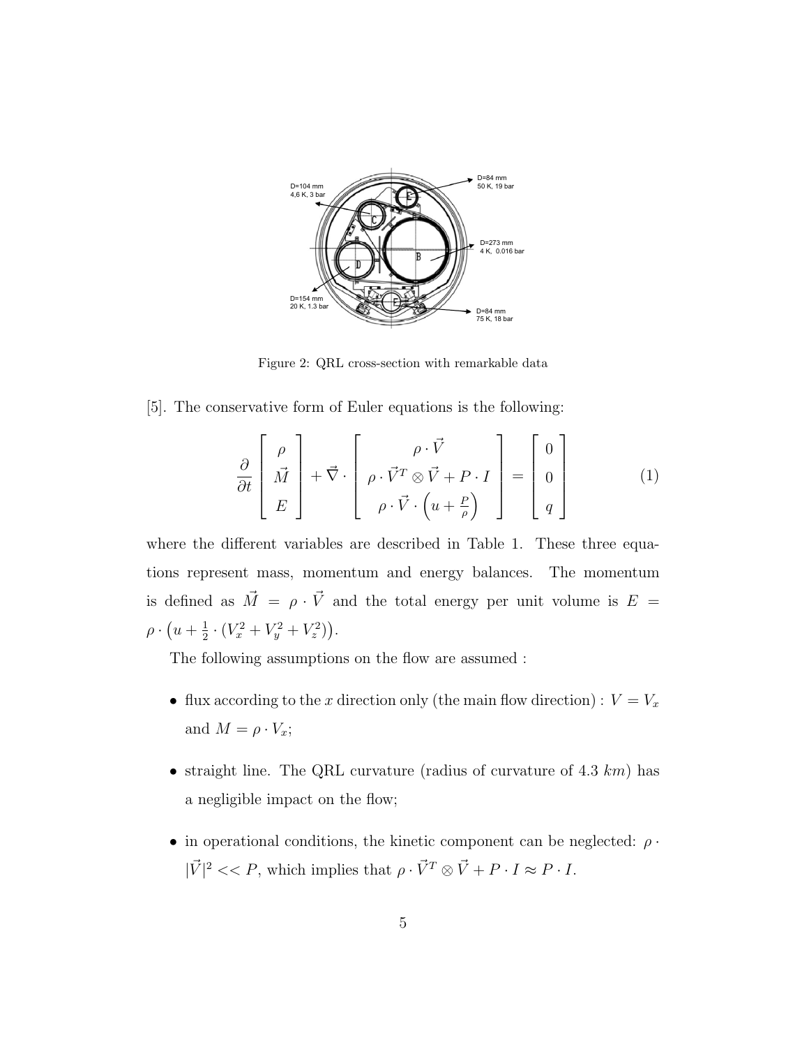Figure 2: QRL cross-section with remarkable data

[5]. The conservative form of Euler equations is the following:

$$
\frac{\partial}{\partial t}\begin{bmatrix} \rho \\ \vec{M} \\ E \end{bmatrix} + \vec{\nabla}\cdot\begin{bmatrix} \rho\cdot\vec{V} \\ \rho\cdot\vec{V}^T\otimes\vec{V}+P\cdot I \\ \rho\cdot\vec{V}\cdot\left(u+\frac{P}{\rho}\right) \end{bmatrix} = \begin{bmatrix} 0 \\ 0 \\ q \end{bmatrix} \tag{1}
$$

where the different variables are described in Table 1. These three equations represent mass, momentum and energy balances. The momentum is defined as $\vec{M} = \rho\cdot\vec{V}$ and the total energy per unit volume is $E = \rho\cdot\left(u+\frac{1}{2}\cdot(V_x^2+V_y^2+V_z^2)\right)$.

The following assumptions on the flow are assumed :

- flux according to the $x$ direction only (the main flow direction) : $V = V_x$ and $M = \rho\cdot V_x$;
- straight line. The QRL curvature (radius of curvature of 4.3 $km$) has a negligible impact on the flow;
- in operational conditions, the kinetic component can be neglected: $\rho\cdot|\vec{V}|^2 << P$, which implies that $\rho\cdot\vec{V}^T\otimes\vec{V}+P\cdot I\approx P\cdot I$.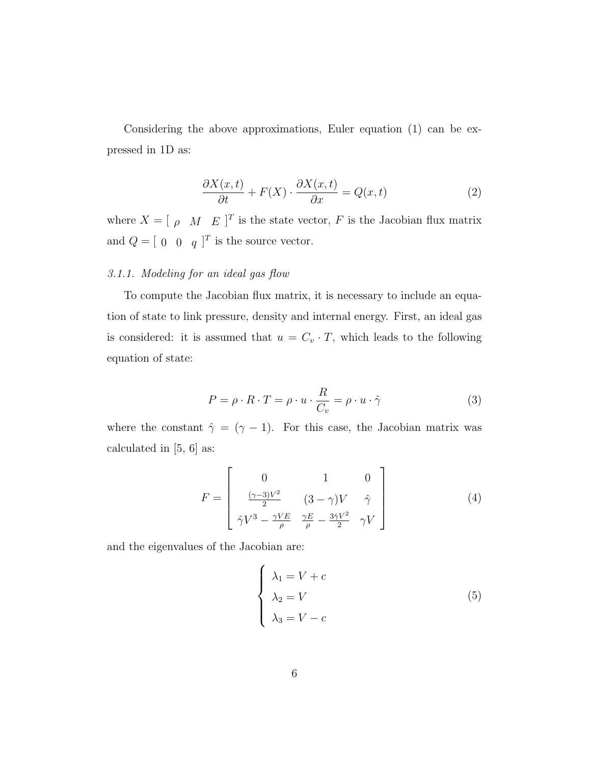Considering the above approximations, Euler equation (1) can be expressed in 1D as:

$$\frac{\partial X(x,t)}{\partial t} + F(X) \cdot \frac{\partial X(x,t)}{\partial x} = Q(x,t) \tag{2}$$

where $X = [\ \rho \quad M \quad E\ ]^T$ is the state vector, $F$ is the Jacobian flux matrix and $Q = [\ 0 \quad 0 \quad q\ ]^T$ is the source vector.

### *3.1.1. Modeling for an ideal gas flow*

To compute the Jacobian flux matrix, it is necessary to include an equation of state to link pressure, density and internal energy. First, an ideal gas is considered: it is assumed that $u = C_v \cdot T$, which leads to the following equation of state:

$$P = \rho \cdot R \cdot T = \rho \cdot u \cdot \frac{R}{C_v} = \rho \cdot u \cdot \hat{\gamma} \tag{3}$$

where the constant $\hat{\gamma} = (\gamma - 1)$. For this case, the Jacobian matrix was calculated in [5, 6] as:

$$F = \begin{bmatrix} 0 & 1 & 0 \\ \frac{(\gamma-3)V^2}{2} & (3-\gamma)V & \hat{\gamma} \\ \hat{\gamma}V^3 - \frac{\gamma V E}{\rho} & \frac{\gamma E}{\rho} - \frac{3\hat{\gamma}V^2}{2} & \gamma V \end{bmatrix} \tag{4}$$

and the eigenvalues of the Jacobian are:

$$\begin{cases} \lambda_1 = V + c \\ \lambda_2 = V \\ \lambda_3 = V - c \end{cases} \tag{5}$$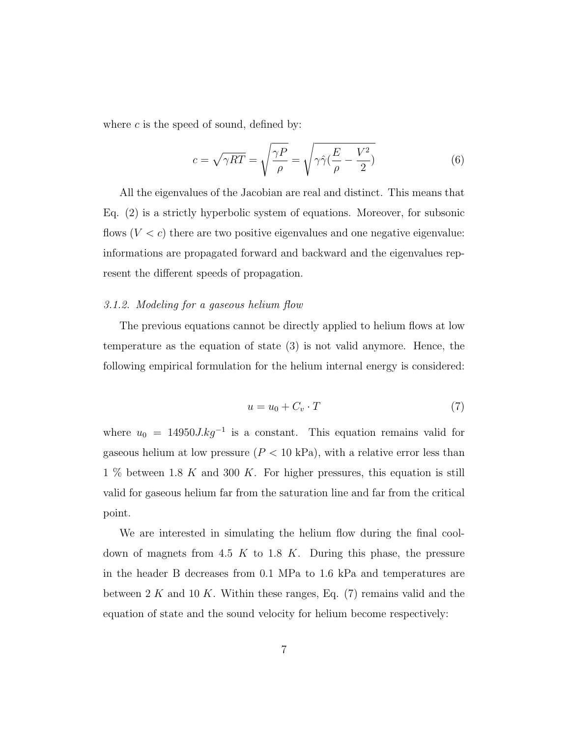where $c$ is the speed of sound, defined by:

$$c = \sqrt{\gamma R T} = \sqrt{\frac{\gamma P}{\rho}} = \sqrt{\gamma \hat{\gamma} (\frac{E}{\rho} - \frac{V^2}{2})} \tag{6}$$

All the eigenvalues of the Jacobian are real and distinct. This means that Eq. (2) is a strictly hyperbolic system of equations. Moreover, for subsonic flows ($V < c$) there are two positive eigenvalues and one negative eigenvalue: informations are propagated forward and backward and the eigenvalues represent the different speeds of propagation.

*3.1.2. Modeling for a gaseous helium flow*

The previous equations cannot be directly applied to helium flows at low temperature as the equation of state (3) is not valid anymore. Hence, the following empirical formulation for the helium internal energy is considered:

$$u = u_0 + C_v \cdot T \tag{7}$$

where $u_0 = 14950 J.kg^{-1}$ is a constant. This equation remains valid for gaseous helium at low pressure ($P < 10$ kPa), with a relative error less than 1 % between 1.8 $K$ and 300 $K$. For higher pressures, this equation is still valid for gaseous helium far from the saturation line and far from the critical point.

We are interested in simulating the helium flow during the final cool-down of magnets from 4.5 $K$ to 1.8 $K$. During this phase, the pressure in the header B decreases from 0.1 MPa to 1.6 kPa and temperatures are between 2 $K$ and 10 $K$. Within these ranges, Eq. (7) remains valid and the equation of state and the sound velocity for helium become respectively: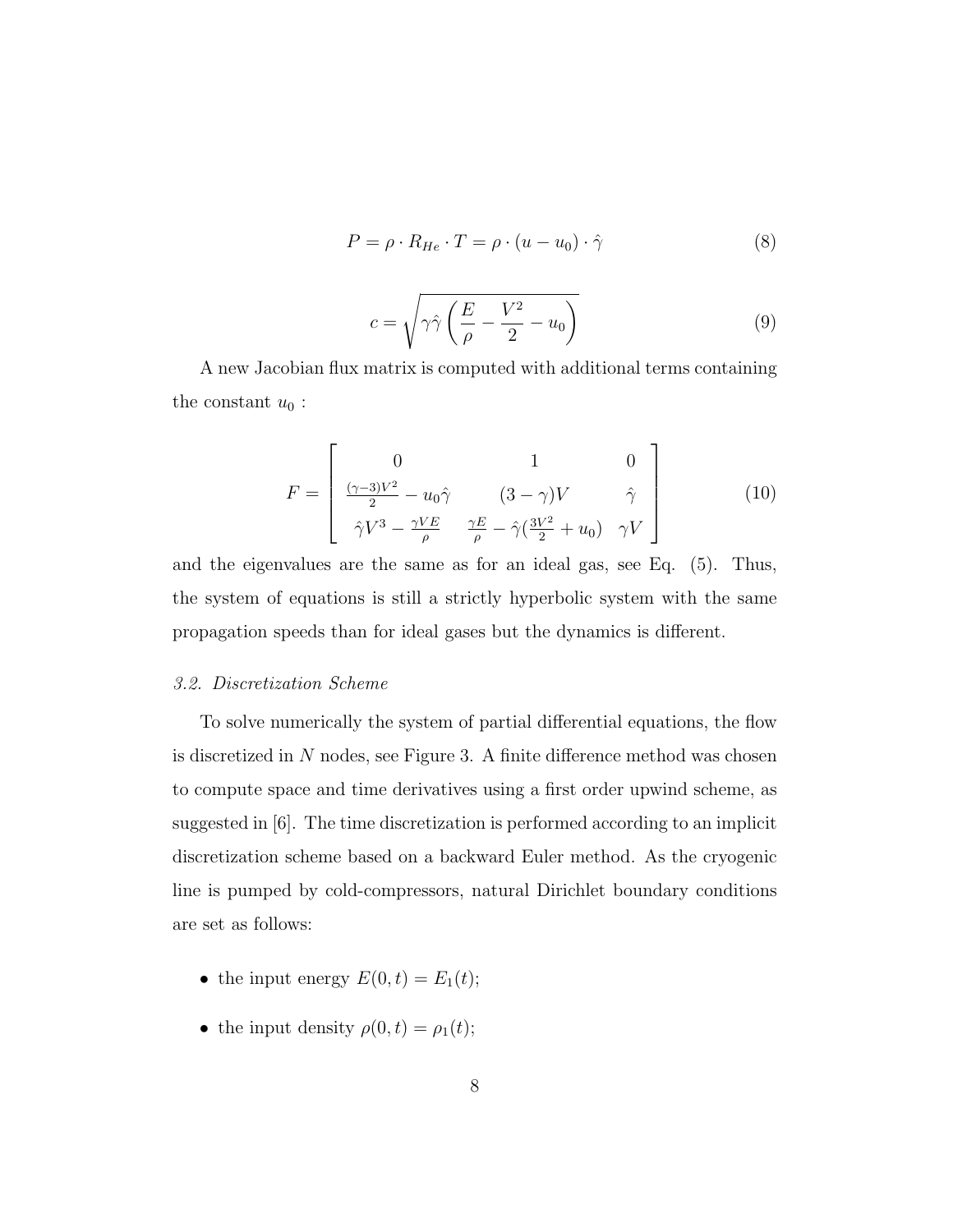$$P = \rho \cdot R_{He} \cdot T = \rho \cdot (u - u_0) \cdot \hat{\gamma} \tag{8}$$

$$c = \sqrt{\gamma \hat{\gamma} \left( \frac{E}{\rho} - \frac{V^2}{2} - u_0 \right)} \tag{9}$$

A new Jacobian flux matrix is computed with additional terms containing the constant $u_0$ :

$$F = \begin{bmatrix} 0 & 1 & 0 \\ \frac{(\gamma-3)V^2}{2} - u_0\hat{\gamma} & (3-\gamma)V & \hat{\gamma} \\ \hat{\gamma}V^3 - \frac{\gamma V E}{\rho} & \frac{\gamma E}{\rho} - \hat{\gamma}(\frac{3V^2}{2} + u_0) & \gamma V \end{bmatrix} \tag{10}$$

and the eigenvalues are the same as for an ideal gas, see Eq. (5). Thus, the system of equations is still a strictly hyperbolic system with the same propagation speeds than for ideal gases but the dynamics is different.

### *3.2. Discretization Scheme*

To solve numerically the system of partial differential equations, the flow is discretized in $N$ nodes, see Figure 3. A finite difference method was chosen to compute space and time derivatives using a first order upwind scheme, as suggested in [6]. The time discretization is performed according to an implicit discretization scheme based on a backward Euler method. As the cryogenic line is pumped by cold-compressors, natural Dirichlet boundary conditions are set as follows:

- the input energy $E(0, t) = E_1(t)$;
- the input density $\rho(0, t) = \rho_1(t)$;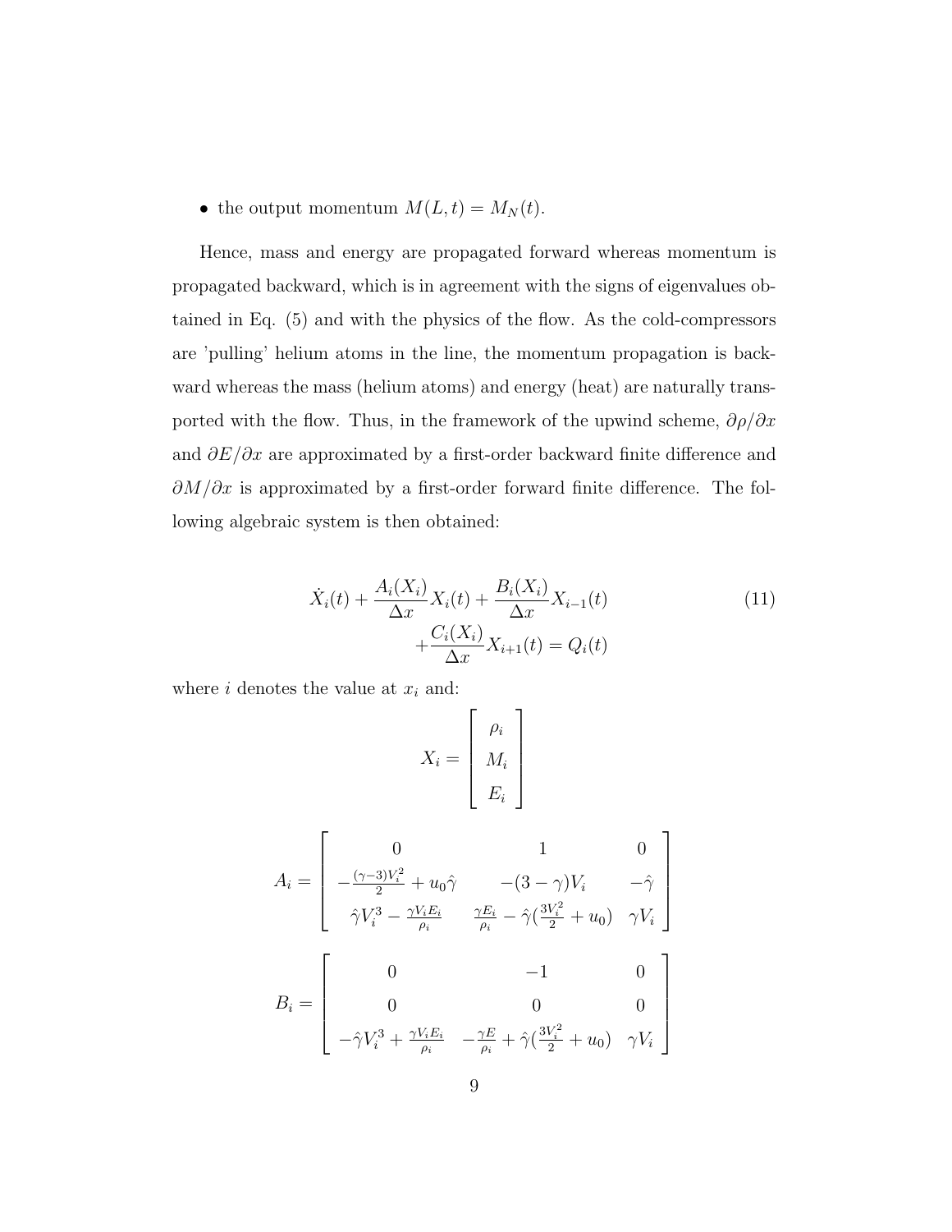- the output momentum $M(L,t) = M_N(t)$.

Hence, mass and energy are propagated forward whereas momentum is propagated backward, which is in agreement with the signs of eigenvalues obtained in Eq. (5) and with the physics of the flow. As the cold-compressors are 'pulling' helium atoms in the line, the momentum propagation is backward whereas the mass (helium atoms) and energy (heat) are naturally transported with the flow. Thus, in the framework of the upwind scheme, $\partial \rho / \partial x$ and $\partial E / \partial x$ are approximated by a first-order backward finite difference and $\partial M / \partial x$ is approximated by a first-order forward finite difference. The following algebraic system is then obtained:

$$
\begin{aligned}
\dot{X}_i(t) + \frac{A_i(X_i)}{\Delta x} X_i(t) + \frac{B_i(X_i)}{\Delta x} X_{i-1}(t) \\
+ \frac{C_i(X_i)}{\Delta x} X_{i+1}(t) = Q_i(t)
\end{aligned}
\tag{11}
$$

where $i$ denotes the value at $x_i$ and:

$$
X_i = \begin{bmatrix} \rho_i \\ M_i \\ E_i \end{bmatrix}
$$

$$
A_i = \begin{bmatrix} 0 & 1 & 0 \\ -\frac{(\gamma-3)V_i^2}{2} + u_0 \hat{\gamma} & -(3-\gamma)V_i & -\hat{\gamma} \\ \hat{\gamma} V_i^3 - \frac{\gamma V_i E_i}{\rho_i} & \frac{\gamma E_i}{\rho_i} - \hat{\gamma}(\frac{3V_i^2}{2} + u_0) & \gamma V_i \end{bmatrix}
$$

$$
B_i = \begin{bmatrix} 0 & -1 & 0 \\ 0 & 0 & 0 \\ -\hat{\gamma} V_i^3 + \frac{\gamma V_i E_i}{\rho_i} & -\frac{\gamma E}{\rho_i} + \hat{\gamma}(\frac{3V_i^2}{2} + u_0) & \gamma V_i \end{bmatrix}
$$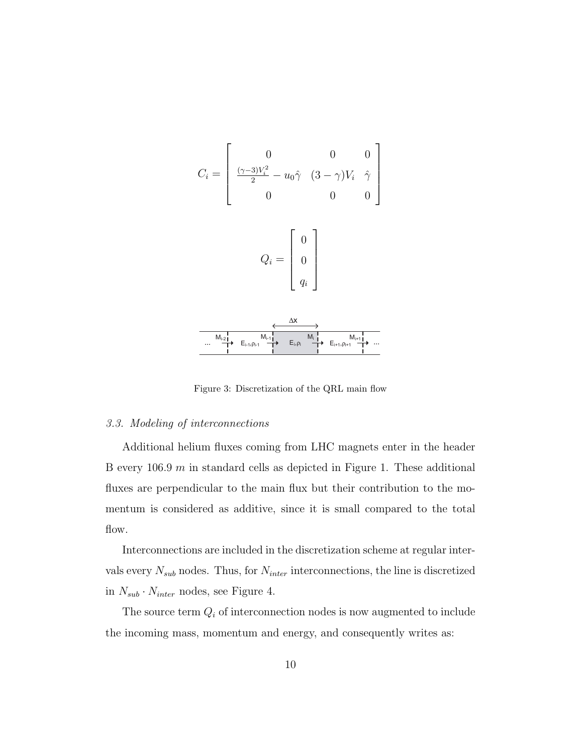$$C_i = \begin{bmatrix} 0 & 0 & 0 \\ \frac{(\gamma-3)V_i^2}{2} - u_0\hat{\gamma} & (3-\gamma)V_i & \hat{\gamma} \\ 0 & 0 & 0 \end{bmatrix}$$

$$Q_i = \begin{bmatrix} 0 \\ 0 \\ q_i \end{bmatrix}$$

Figure 3: Discretization of the QRL main flow

### 3.3. Modeling of interconnections

Additional helium fluxes coming from LHC magnets enter in the header B every 106.9 $m$ in standard cells as depicted in Figure 1. These additional fluxes are perpendicular to the main flux but their contribution to the momentum is considered as additive, since it is small compared to the total flow.

Interconnections are included in the discretization scheme at regular intervals every $N_{sub}$ nodes. Thus, for $N_{inter}$ interconnections, the line is discretized in $N_{sub} \cdot N_{inter}$ nodes, see Figure 4.

The source term $Q_i$ of interconnection nodes is now augmented to include the incoming mass, momentum and energy, and consequently writes as: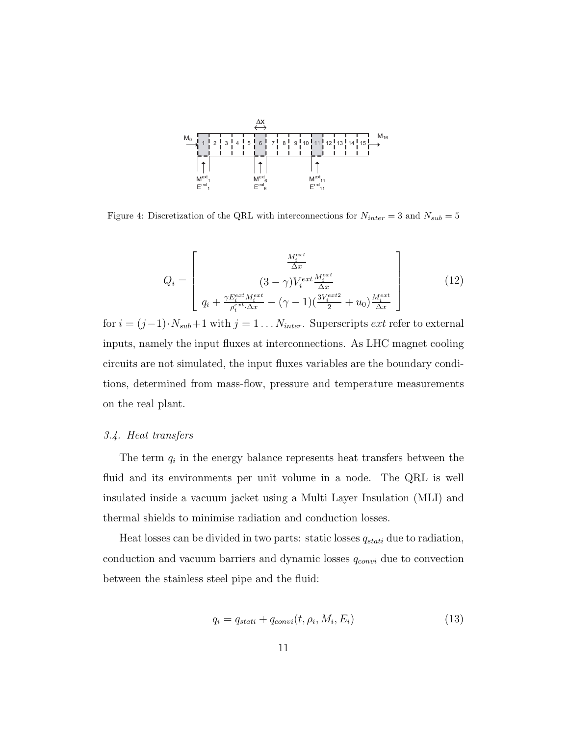Figure 4: Discretization of the QRL with interconnections for $N_{inter} = 3$ and $N_{sub} = 5$

$$Q_i = \begin{bmatrix} \frac{M_i^{ext}}{\Delta x} \\ (3-\gamma)V_i^{ext}\frac{M_i^{ext}}{\Delta x} \\ q_i + \frac{\gamma E_i^{ext} M_i^{ext}}{\rho_i^{ext} \cdot \Delta x} - (\gamma - 1)(\frac{3V_i^{ext2}}{2} + u_0)\frac{M_i^{ext}}{\Delta x} \end{bmatrix} \tag{12}$$

for $i = (j-1) \cdot N_{sub} + 1$ with $j = 1 \ldots N_{inter}$. Superscripts $ext$ refer to external inputs, namely the input fluxes at interconnections. As LHC magnet cooling circuits are not simulated, the input fluxes variables are the boundary conditions, determined from mass-flow, pressure and temperature measurements on the real plant.

### 3.4. Heat transfers

The term $q_i$ in the energy balance represents heat transfers between the fluid and its environments per unit volume in a node. The QRL is well insulated inside a vacuum jacket using a Multi Layer Insulation (MLI) and thermal shields to minimise radiation and conduction losses.

Heat losses can be divided in two parts: static losses $q_{stati}$ due to radiation, conduction and vacuum barriers and dynamic losses $q_{convi}$ due to convection between the stainless steel pipe and the fluid:

$$q_i = q_{stati} + q_{convi}(t, \rho_i, M_i, E_i) \tag{13}$$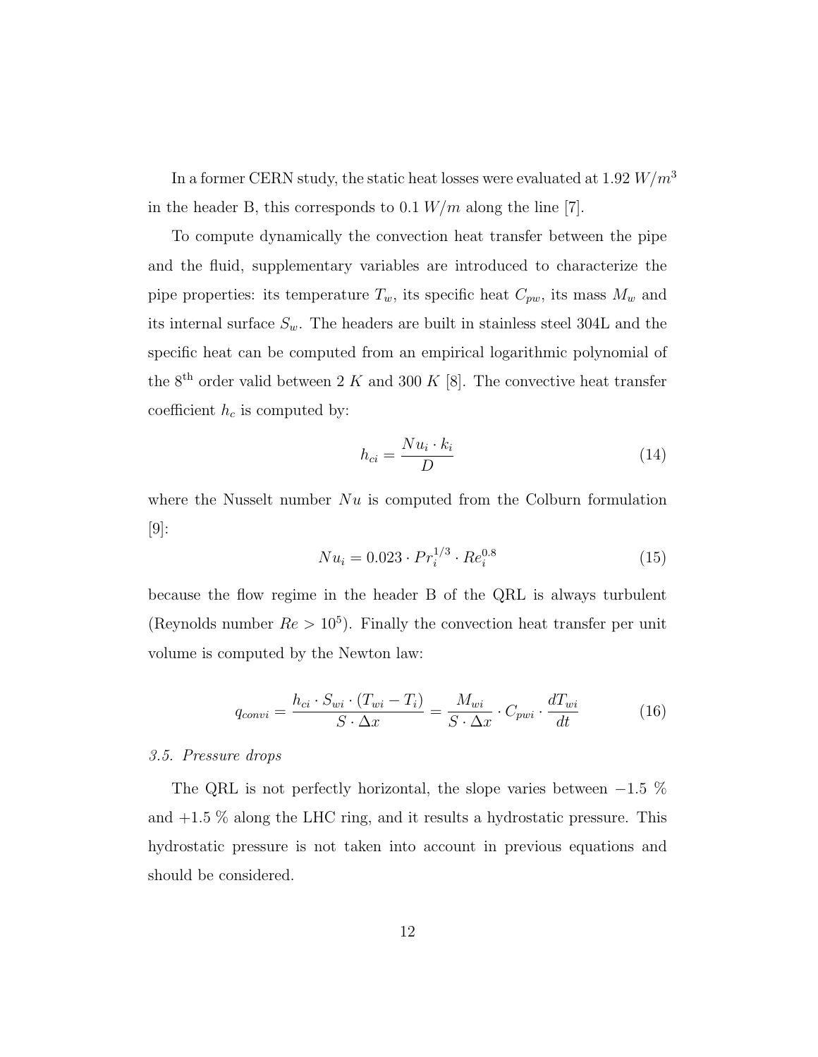In a former CERN study, the static heat losses were evaluated at 1.92 $W/m^3$ in the header B, this corresponds to 0.1 $W/m$ along the line [7].

To compute dynamically the convection heat transfer between the pipe and the fluid, supplementary variables are introduced to characterize the pipe properties: its temperature $T_w$, its specific heat $C_{pw}$, its mass $M_w$ and its internal surface $S_w$. The headers are built in stainless steel 304L and the specific heat can be computed from an empirical logarithmic polynomial of the 8$^{\text{th}}$ order valid between 2 $K$ and 300 $K$ [8]. The convective heat transfer coefficient $h_c$ is computed by:

$$h_{ci} = \frac{Nu_i \cdot k_i}{D} \tag{14}$$

where the Nusselt number $Nu$ is computed from the Colburn formulation [9]:

$$Nu_i = 0.023 \cdot Pr_i^{1/3} \cdot Re_i^{0.8} \tag{15}$$

because the flow regime in the header B of the QRL is always turbulent (Reynolds number $Re > 10^5$). Finally the convection heat transfer per unit volume is computed by the Newton law:

$$q_{convi} = \frac{h_{ci} \cdot S_{wi} \cdot (T_{wi} - T_i)}{S \cdot \Delta x} = \frac{M_{wi}}{S \cdot \Delta x} \cdot C_{pwi} \cdot \frac{dT_{wi}}{dt} \tag{16}$$

### *3.5. Pressure drops*

The QRL is not perfectly horizontal, the slope varies between $-1.5$ % and $+1.5$ % along the LHC ring, and it results a hydrostatic pressure. This hydrostatic pressure is not taken into account in previous equations and should be considered.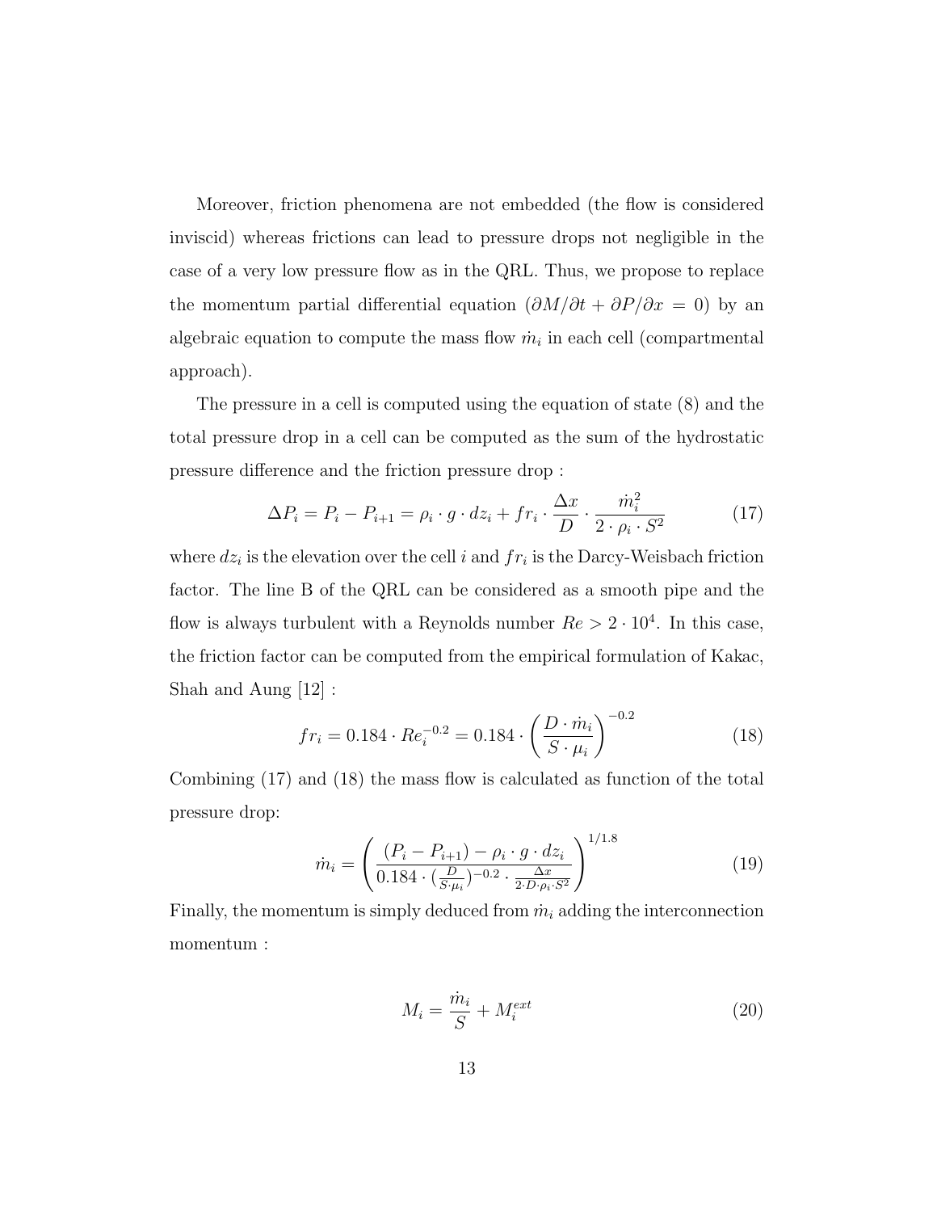Moreover, friction phenomena are not embedded (the flow is considered inviscid) whereas frictions can lead to pressure drops not negligible in the case of a very low pressure flow as in the QRL. Thus, we propose to replace the momentum partial differential equation ($\partial M/\partial t + \partial P/\partial x = 0$) by an algebraic equation to compute the mass flow $\dot{m}_i$ in each cell (compartmental approach).

The pressure in a cell is computed using the equation of state (8) and the total pressure drop in a cell can be computed as the sum of the hydrostatic pressure difference and the friction pressure drop :

$$\Delta P_i = P_i - P_{i+1} = \rho_i \cdot g \cdot dz_i + fr_i \cdot \frac{\Delta x}{D} \cdot \frac{\dot{m}_i^2}{2 \cdot \rho_i \cdot S^2} \tag{17}$$

where $dz_i$ is the elevation over the cell $i$ and $fr_i$ is the Darcy-Weisbach friction factor. The line B of the QRL can be considered as a smooth pipe and the flow is always turbulent with a Reynolds number $Re > 2 \cdot 10^4$. In this case, the friction factor can be computed from the empirical formulation of Kakac, Shah and Aung [12] :

$$fr_i = 0.184 \cdot Re_i^{-0.2} = 0.184 \cdot \left( \frac{D \cdot \dot{m}_i}{S \cdot \mu_i} \right)^{-0.2} \tag{18}$$

Combining (17) and (18) the mass flow is calculated as function of the total pressure drop:

$$\dot{m}_i = \left( \frac{(P_i - P_{i+1}) - \rho_i \cdot g \cdot dz_i}{0.184 \cdot (\frac{D}{S \cdot \mu_i})^{-0.2} \cdot \frac{\Delta x}{2 \cdot D \cdot \rho_i \cdot S^2}} \right)^{1/1.8} \tag{19}$$

Finally, the momentum is simply deduced from $\dot{m}_i$ adding the interconnection momentum :

$$M_i = \frac{\dot{m}_i}{S} + M_i^{ext} \tag{20}$$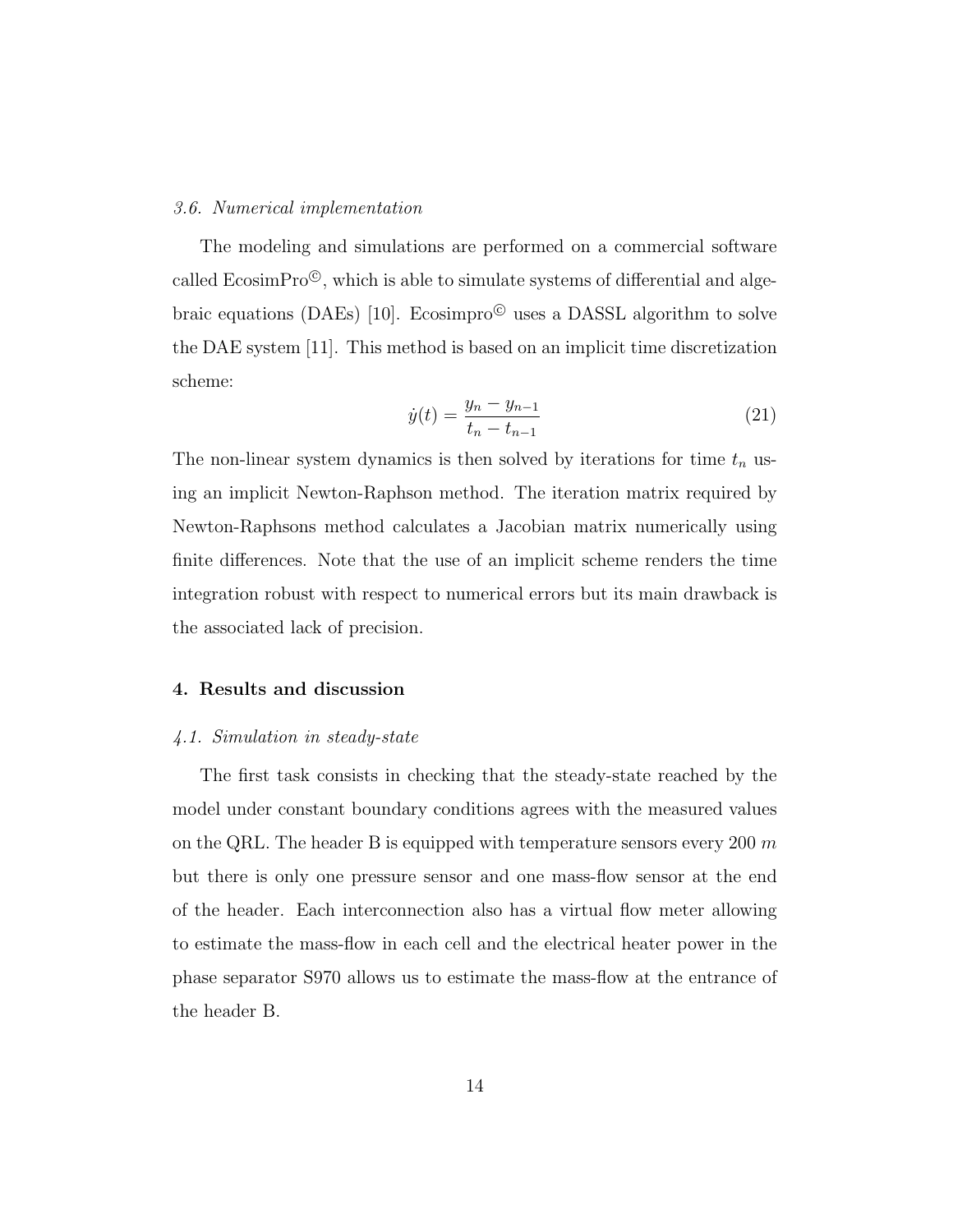### *3.6. Numerical implementation*

The modeling and simulations are performed on a commercial software called EcosimPro©, which is able to simulate systems of differential and algebraic equations (DAEs) [10]. Ecosimpro© uses a DASSL algorithm to solve the DAE system [11]. This method is based on an implicit time discretization scheme:

$$\dot{y}(t) = \frac{y_n - y_{n-1}}{t_n - t_{n-1}} \tag{21}$$

The non-linear system dynamics is then solved by iterations for time $t_n$ using an implicit Newton-Raphson method. The iteration matrix required by Newton-Raphsons method calculates a Jacobian matrix numerically using finite differences. Note that the use of an implicit scheme renders the time integration robust with respect to numerical errors but its main drawback is the associated lack of precision.

## 4. Results and discussion

### *4.1. Simulation in steady-state*

The first task consists in checking that the steady-state reached by the model under constant boundary conditions agrees with the measured values on the QRL. The header B is equipped with temperature sensors every 200 $m$ but there is only one pressure sensor and one mass-flow sensor at the end of the header. Each interconnection also has a virtual flow meter allowing to estimate the mass-flow in each cell and the electrical heater power in the phase separator S970 allows us to estimate the mass-flow at the entrance of the header B.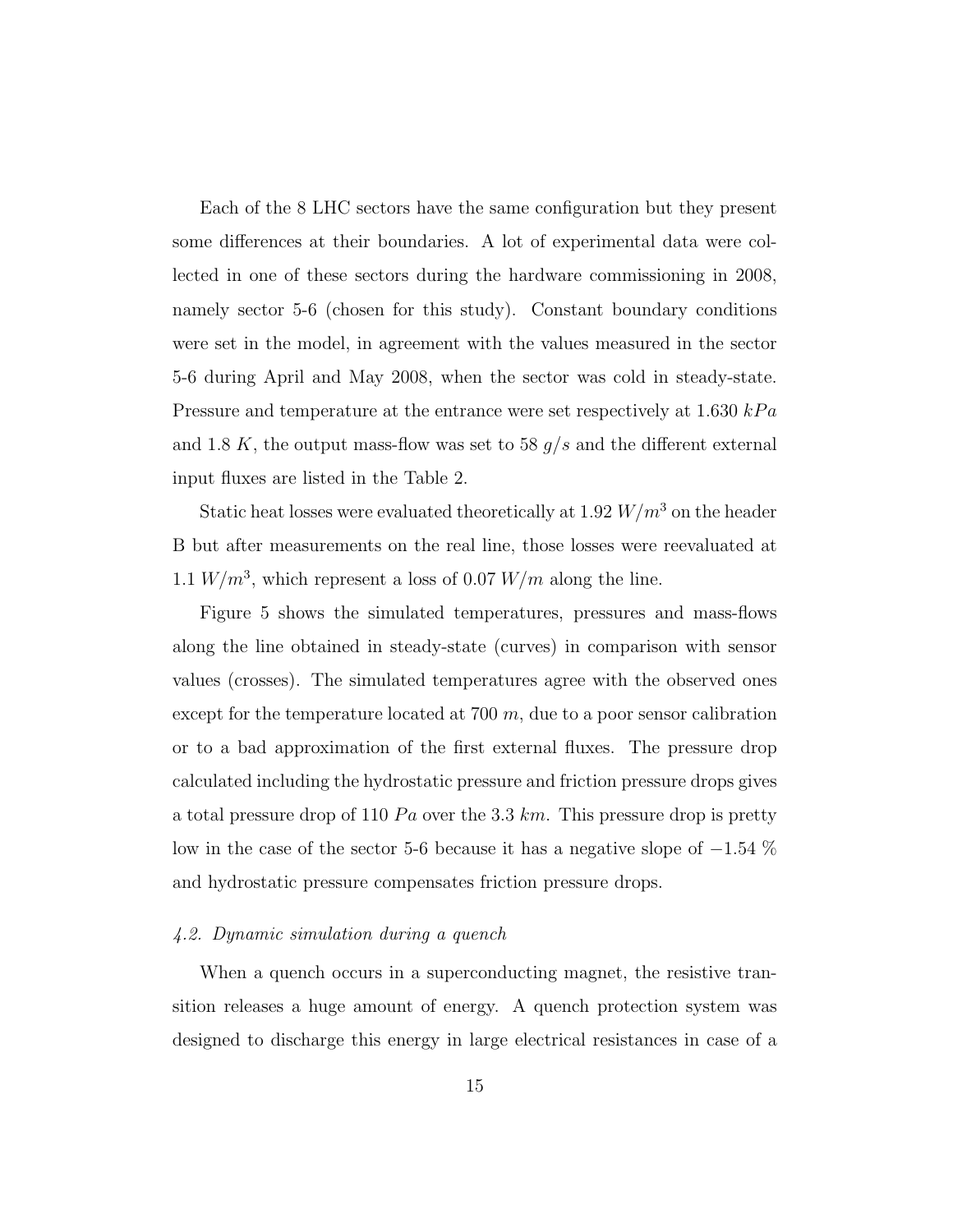Each of the 8 LHC sectors have the same configuration but they present some differences at their boundaries. A lot of experimental data were collected in one of these sectors during the hardware commissioning in 2008, namely sector 5-6 (chosen for this study). Constant boundary conditions were set in the model, in agreement with the values measured in the sector 5-6 during April and May 2008, when the sector was cold in steady-state. Pressure and temperature at the entrance were set respectively at 1.630 $kPa$ and 1.8 $K$, the output mass-flow was set to 58 $g/s$ and the different external input fluxes are listed in the Table 2.

Static heat losses were evaluated theoretically at 1.92 $W/m^3$ on the header B but after measurements on the real line, those losses were reevaluated at 1.1 $W/m^3$, which represent a loss of 0.07 $W/m$ along the line.

Figure 5 shows the simulated temperatures, pressures and mass-flows along the line obtained in steady-state (curves) in comparison with sensor values (crosses). The simulated temperatures agree with the observed ones except for the temperature located at 700 $m$, due to a poor sensor calibration or to a bad approximation of the first external fluxes. The pressure drop calculated including the hydrostatic pressure and friction pressure drops gives a total pressure drop of 110 $Pa$ over the 3.3 $km$. This pressure drop is pretty low in the case of the sector 5-6 because it has a negative slope of $-1.54$ % and hydrostatic pressure compensates friction pressure drops.

### *4.2. Dynamic simulation during a quench*

When a quench occurs in a superconducting magnet, the resistive transition releases a huge amount of energy. A quench protection system was designed to discharge this energy in large electrical resistances in case of a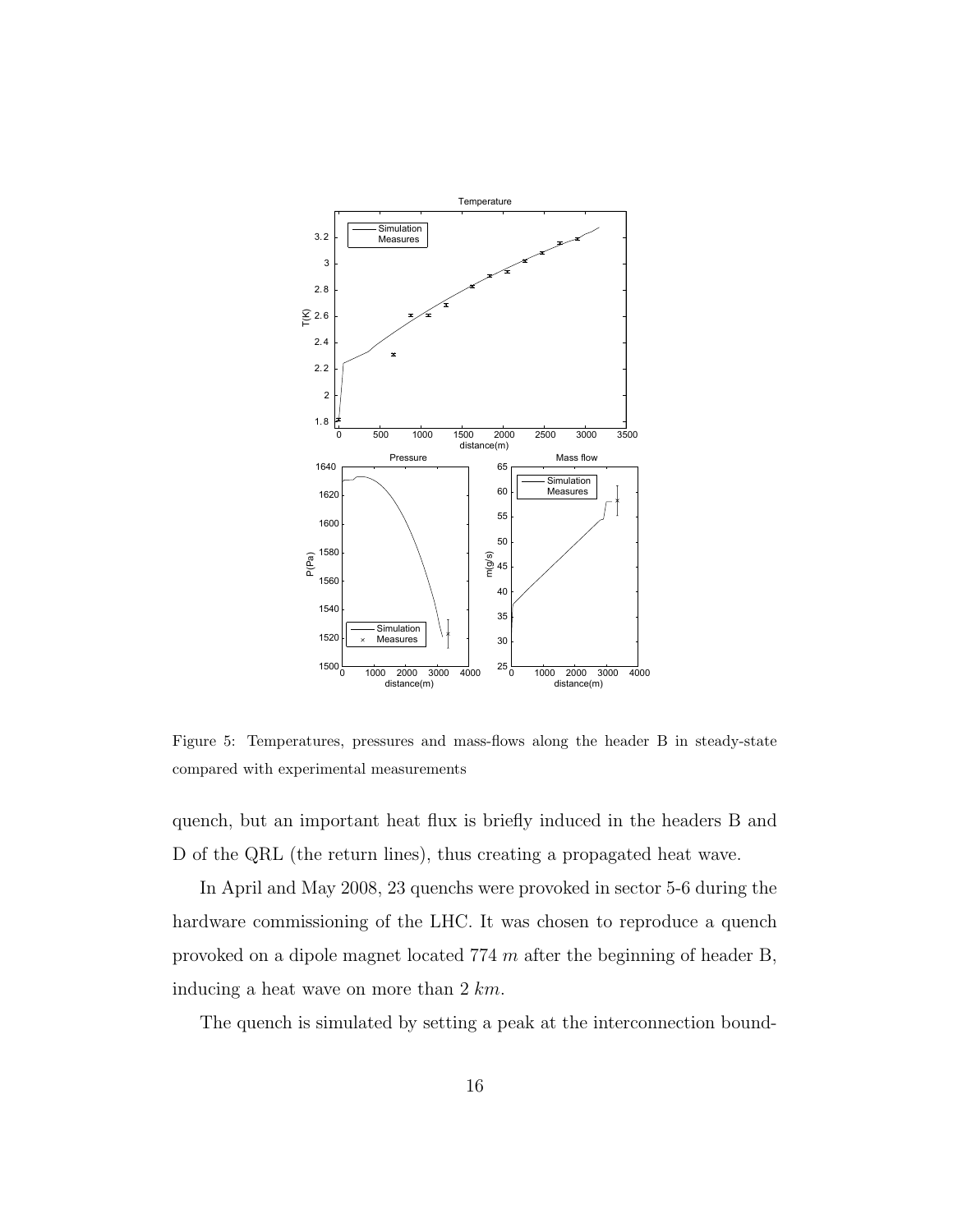Figure 5: Temperatures, pressures and mass-flows along the header B in steady-state compared with experimental measurements

quench, but an important heat flux is briefly induced in the headers B and D of the QRL (the return lines), thus creating a propagated heat wave.

In April and May 2008, 23 quenchs were provoked in sector 5-6 during the hardware commissioning of the LHC. It was chosen to reproduce a quench provoked on a dipole magnet located 774 $m$ after the beginning of header B, inducing a heat wave on more than 2 $km$.

The quench is simulated by setting a peak at the interconnection bound-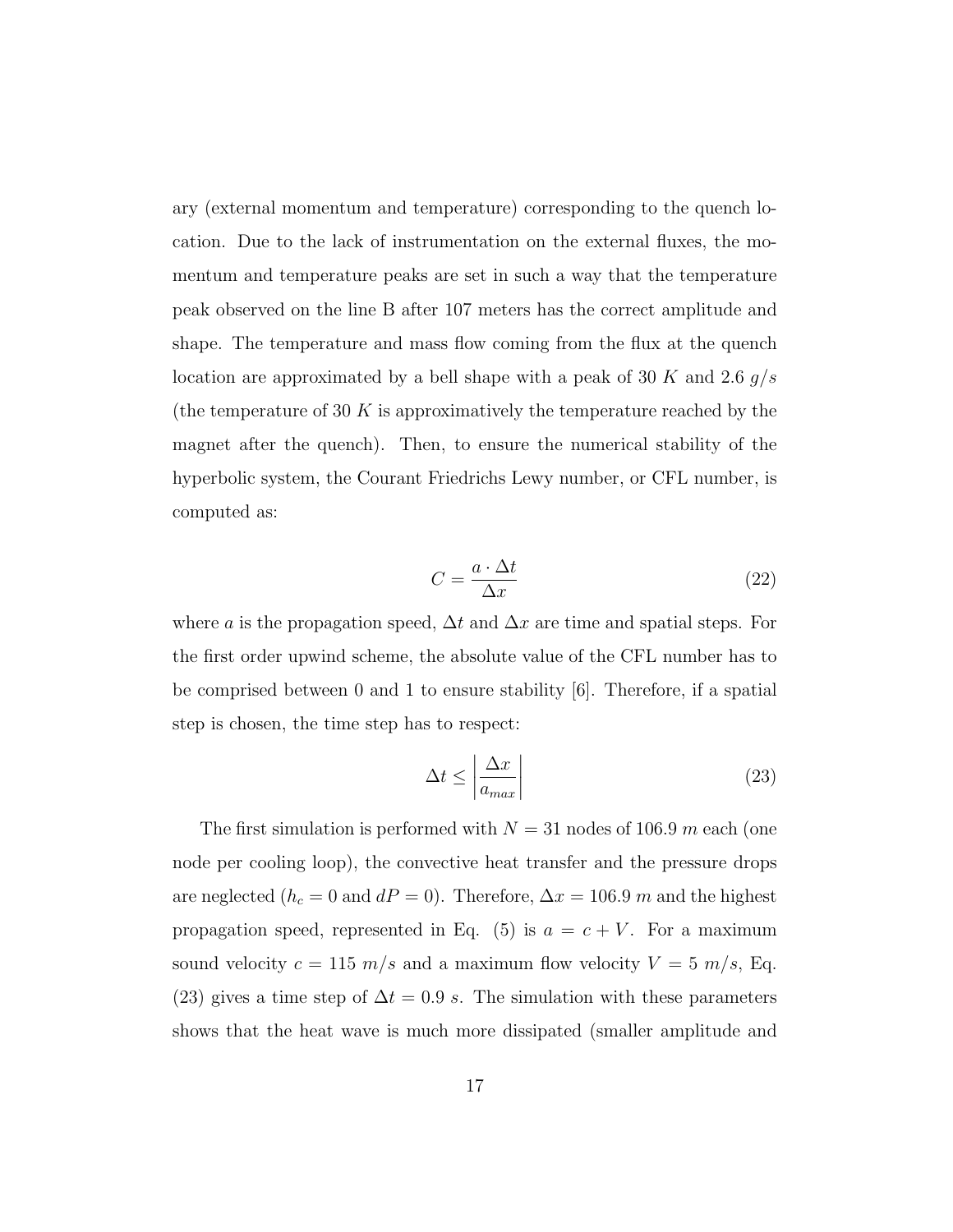ary (external momentum and temperature) corresponding to the quench location. Due to the lack of instrumentation on the external fluxes, the momentum and temperature peaks are set in such a way that the temperature peak observed on the line B after 107 meters has the correct amplitude and shape. The temperature and mass flow coming from the flux at the quench location are approximated by a bell shape with a peak of 30 $K$ and 2.6 $g/s$ (the temperature of 30 $K$ is approximatively the temperature reached by the magnet after the quench). Then, to ensure the numerical stability of the hyperbolic system, the Courant Friedrichs Lewy number, or CFL number, is computed as:

$$C = \frac{a \cdot \Delta t}{\Delta x} \tag{22}$$

where $a$ is the propagation speed, $\Delta t$ and $\Delta x$ are time and spatial steps. For the first order upwind scheme, the absolute value of the CFL number has to be comprised between 0 and 1 to ensure stability [6]. Therefore, if a spatial step is chosen, the time step has to respect:

$$\Delta t \leq \left| \frac{\Delta x}{a_{max}} \right| \tag{23}$$

The first simulation is performed with $N = 31$ nodes of 106.9 $m$ each (one node per cooling loop), the convective heat transfer and the pressure drops are neglected ($h_c = 0$ and $dP = 0$). Therefore, $\Delta x = 106.9$ $m$ and the highest propagation speed, represented in Eq. (5) is $a = c + V$. For a maximum sound velocity $c = 115$ $m/s$ and a maximum flow velocity $V = 5$ $m/s$, Eq. (23) gives a time step of $\Delta t = 0.9$ $s$. The simulation with these parameters shows that the heat wave is much more dissipated (smaller amplitude and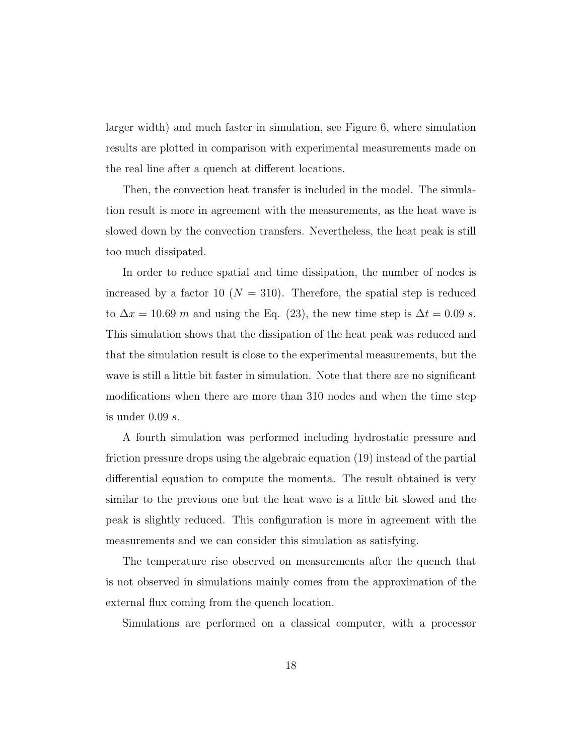larger width) and much faster in simulation, see Figure 6, where simulation results are plotted in comparison with experimental measurements made on the real line after a quench at different locations.

Then, the convection heat transfer is included in the model. The simulation result is more in agreement with the measurements, as the heat wave is slowed down by the convection transfers. Nevertheless, the heat peak is still too much dissipated.

In order to reduce spatial and time dissipation, the number of nodes is increased by a factor 10 ($N = 310$). Therefore, the spatial step is reduced to $\Delta x = 10.69$ $m$ and using the Eq. (23), the new time step is $\Delta t = 0.09$ $s$. This simulation shows that the dissipation of the heat peak was reduced and that the simulation result is close to the experimental measurements, but the wave is still a little bit faster in simulation. Note that there are no significant modifications when there are more than 310 nodes and when the time step is under 0.09 $s$.

A fourth simulation was performed including hydrostatic pressure and friction pressure drops using the algebraic equation (19) instead of the partial differential equation to compute the momenta. The result obtained is very similar to the previous one but the heat wave is a little bit slowed and the peak is slightly reduced. This configuration is more in agreement with the measurements and we can consider this simulation as satisfying.

The temperature rise observed on measurements after the quench that is not observed in simulations mainly comes from the approximation of the external flux coming from the quench location.

Simulations are performed on a classical computer, with a processor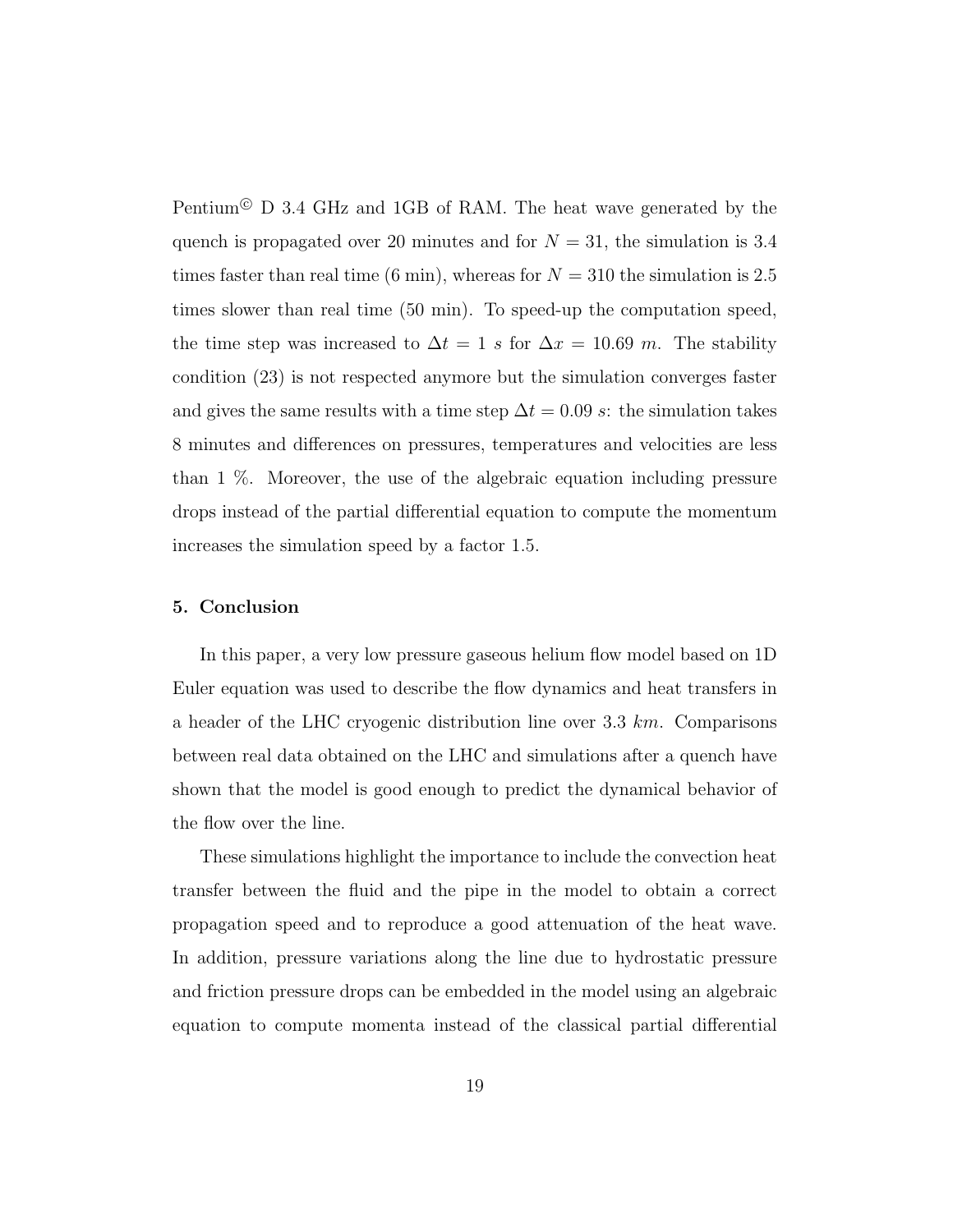Pentium© D 3.4 GHz and 1GB of RAM. The heat wave generated by the quench is propagated over 20 minutes and for $N = 31$, the simulation is 3.4 times faster than real time (6 min), whereas for $N = 310$ the simulation is 2.5 times slower than real time (50 min). To speed-up the computation speed, the time step was increased to $\Delta t = 1\ s$ for $\Delta x = 10.69\ m$. The stability condition (23) is not respected anymore but the simulation converges faster and gives the same results with a time step $\Delta t = 0.09\ s$: the simulation takes 8 minutes and differences on pressures, temperatures and velocities are less than 1 %. Moreover, the use of the algebraic equation including pressure drops instead of the partial differential equation to compute the momentum increases the simulation speed by a factor 1.5.

## 5. Conclusion

In this paper, a very low pressure gaseous helium flow model based on 1D Euler equation was used to describe the flow dynamics and heat transfers in a header of the LHC cryogenic distribution line over 3.3 $km$. Comparisons between real data obtained on the LHC and simulations after a quench have shown that the model is good enough to predict the dynamical behavior of the flow over the line.

These simulations highlight the importance to include the convection heat transfer between the fluid and the pipe in the model to obtain a correct propagation speed and to reproduce a good attenuation of the heat wave. In addition, pressure variations along the line due to hydrostatic pressure and friction pressure drops can be embedded in the model using an algebraic equation to compute momenta instead of the classical partial differential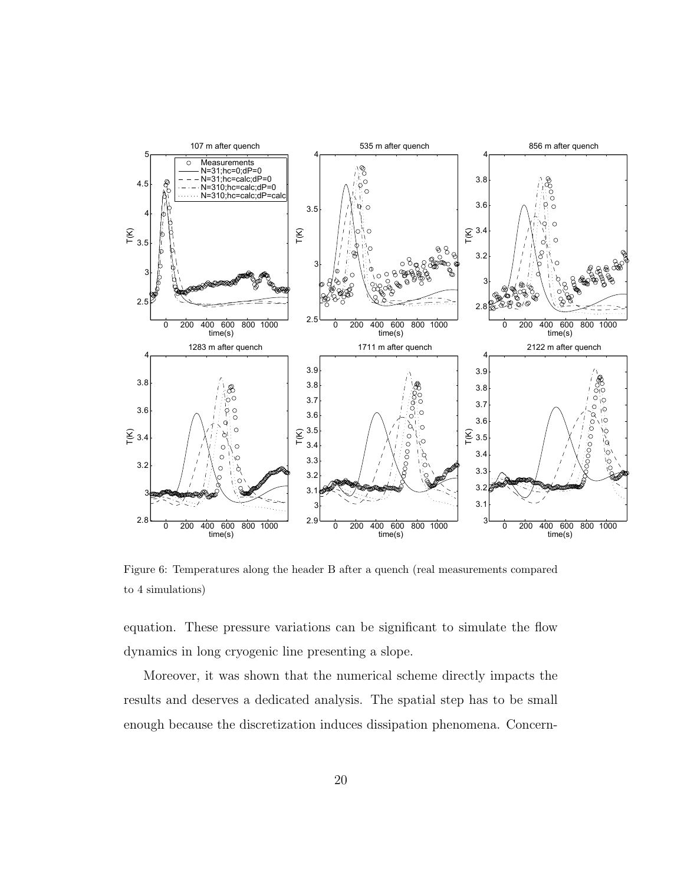Figure 6: Temperatures along the header B after a quench (real measurements compared to 4 simulations)

equation. These pressure variations can be significant to simulate the flow dynamics in long cryogenic line presenting a slope.

Moreover, it was shown that the numerical scheme directly impacts the results and deserves a dedicated analysis. The spatial step has to be small enough because the discretization induces dissipation phenomena. Concern-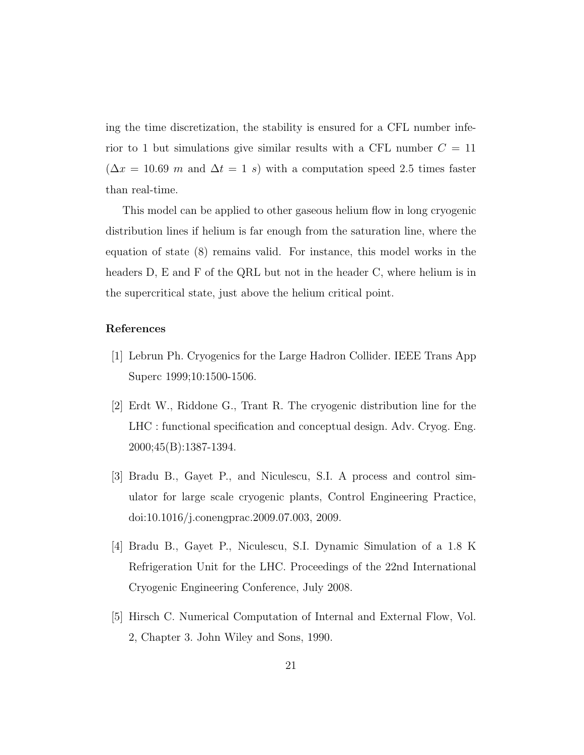ing the time discretization, the stability is ensured for a CFL number inferior to 1 but simulations give similar results with a CFL number $C = 11$ ($\Delta x = 10.69\ m$ and $\Delta t = 1\ s$) with a computation speed 2.5 times faster than real-time.

This model can be applied to other gaseous helium flow in long cryogenic distribution lines if helium is far enough from the saturation line, where the equation of state (8) remains valid. For instance, this model works in the headers D, E and F of the QRL but not in the header C, where helium is in the supercritical state, just above the helium critical point.

## References

[1] Lebrun Ph. Cryogenics for the Large Hadron Collider. IEEE Trans App Superc 1999;10:1500-1506.

[2] Erdt W., Riddone G., Trant R. The cryogenic distribution line for the LHC : functional specification and conceptual design. Adv. Cryog. Eng. 2000;45(B):1387-1394.

[3] Bradu B., Gayet P., and Niculescu, S.I. A process and control simulator for large scale cryogenic plants, Control Engineering Practice, doi:10.1016/j.conengprac.2009.07.003, 2009.

[4] Bradu B., Gayet P., Niculescu, S.I. Dynamic Simulation of a 1.8 K Refrigeration Unit for the LHC. Proceedings of the 22nd International Cryogenic Engineering Conference, July 2008.

[5] Hirsch C. Numerical Computation of Internal and External Flow, Vol. 2, Chapter 3. John Wiley and Sons, 1990.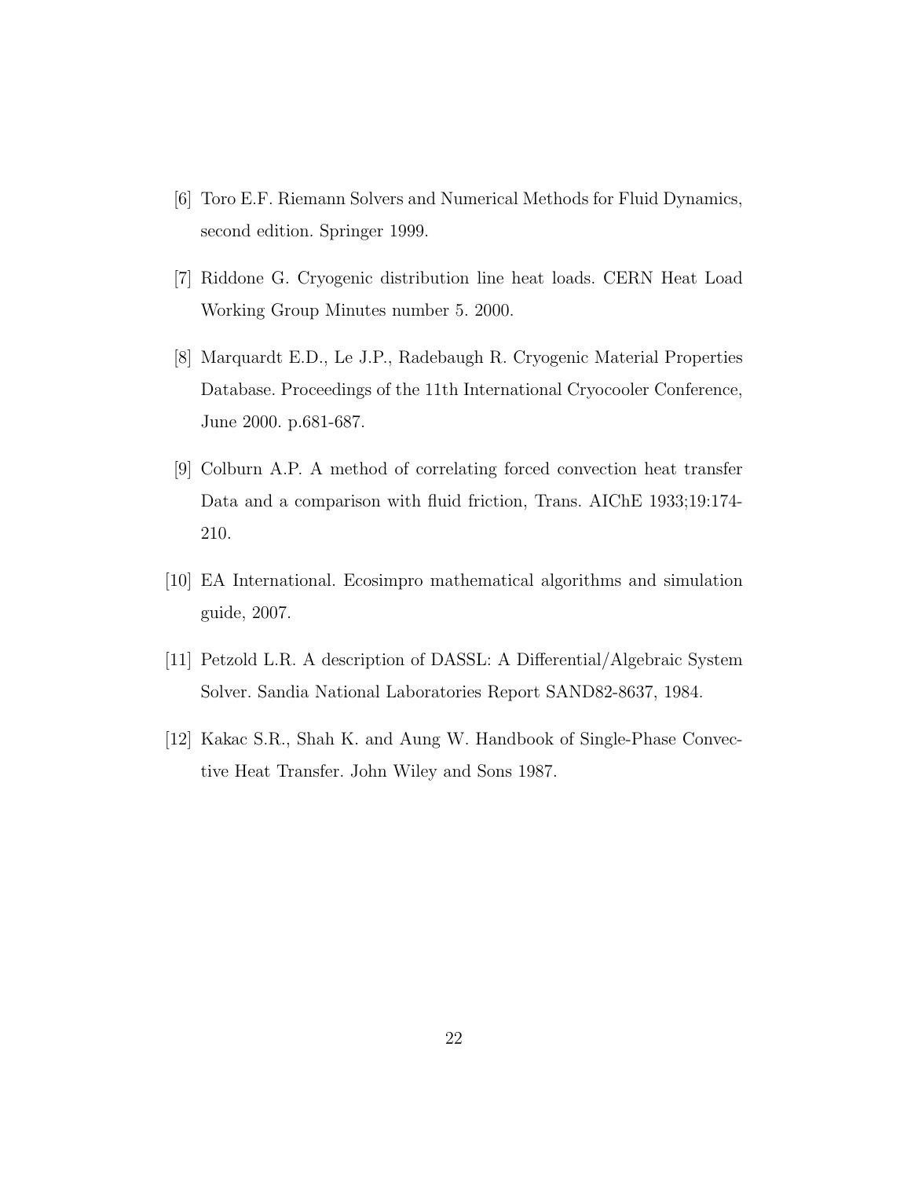[6] Toro E.F. Riemann Solvers and Numerical Methods for Fluid Dynamics, second edition. Springer 1999.

[7] Riddone G. Cryogenic distribution line heat loads. CERN Heat Load Working Group Minutes number 5. 2000.

[8] Marquardt E.D., Le J.P., Radebaugh R. Cryogenic Material Properties Database. Proceedings of the 11th International Cryocooler Conference, June 2000. p.681-687.

[9] Colburn A.P. A method of correlating forced convection heat transfer Data and a comparison with fluid friction, Trans. AIChE 1933;19:174-210.

[10] EA International. Ecosimpro mathematical algorithms and simulation guide, 2007.

[11] Petzold L.R. A description of DASSL: A Differential/Algebraic System Solver. Sandia National Laboratories Report SAND82-8637, 1984.

[12] Kakac S.R., Shah K. and Aung W. Handbook of Single-Phase Convective Heat Transfer. John Wiley and Sons 1987.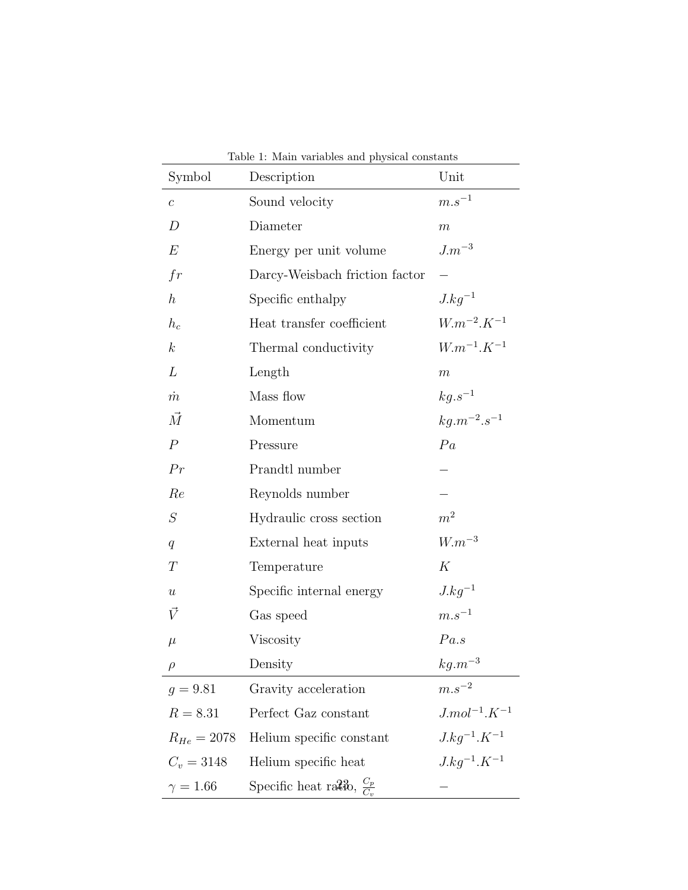Table 1: Main variables and physical constants

| Symbol | Description | Unit |
|---|---|---|
| $c$ | Sound velocity | $m.s^{-1}$ |
| $D$ | Diameter | $m$ |
| $E$ | Energy per unit volume | $J.m^{-3}$ |
| $fr$ | Darcy-Weisbach friction factor | $-$ |
| $h$ | Specific enthalpy | $J.kg^{-1}$ |
| $h_c$ | Heat transfer coefficient | $W.m^{-2}.K^{-1}$ |
| $k$ | Thermal conductivity | $W.m^{-1}.K^{-1}$ |
| $L$ | Length | $m$ |
| $\dot{m}$ | Mass flow | $kg.s^{-1}$ |
| $\vec{M}$ | Momentum | $kg.m^{-2}.s^{-1}$ |
| $P$ | Pressure | $Pa$ |
| $Pr$ | Prandtl number | $-$ |
| $Re$ | Reynolds number | $-$ |
| $S$ | Hydraulic cross section | $m^2$ |
| $q$ | External heat inputs | $W.m^{-3}$ |
| $T$ | Temperature | $K$ |
| $u$ | Specific internal energy | $J.kg^{-1}$ |
| $\vec{V}$ | Gas speed | $m.s^{-1}$ |
| $\mu$ | Viscosity | $Pa.s$ |
| $\rho$ | Density | $kg.m^{-3}$ |
| $g = 9.81$ | Gravity acceleration | $m.s^{-2}$ |
| $R = 8.31$ | Perfect Gaz constant | $J.mol^{-1}.K^{-1}$ |
| $R_{He} = 2078$ | Helium specific constant | $J.kg^{-1}.K^{-1}$ |
| $C_v = 3148$ | Helium specific heat | $J.kg^{-1}.K^{-1}$ |
| $\gamma = 1.66$ | Specific heat ratio, $\frac{C_p}{C_v}$ | $-$ |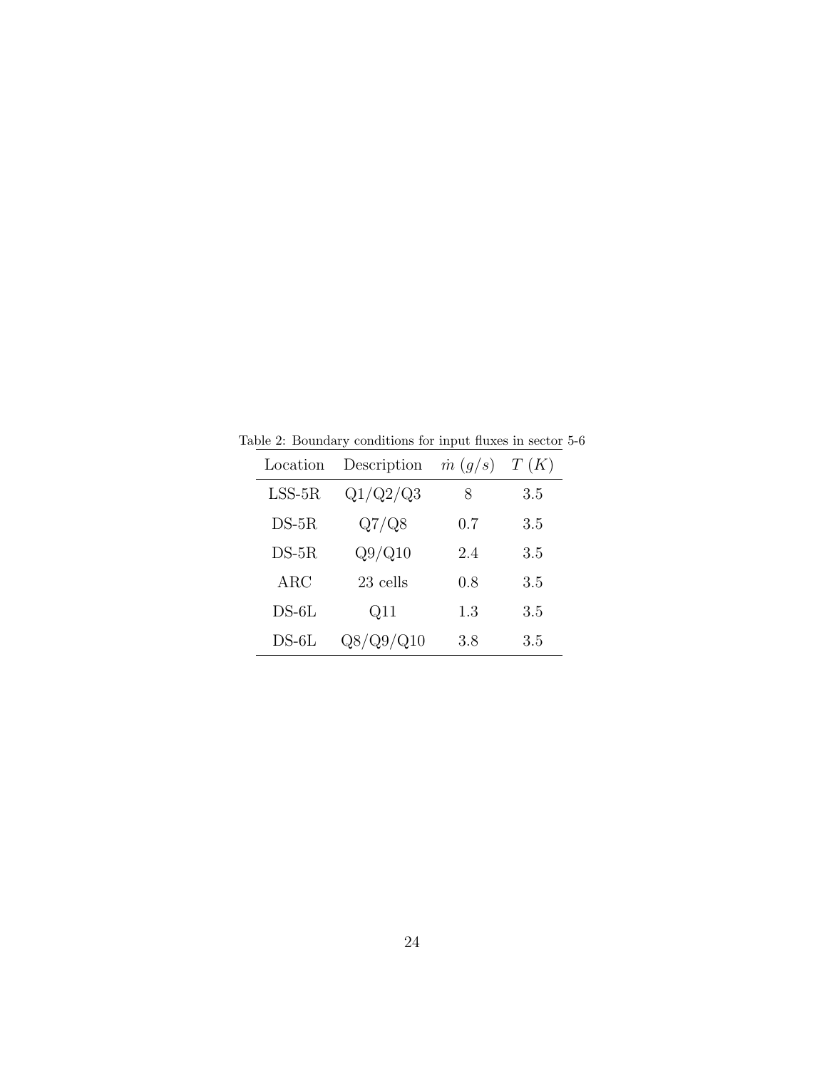Table 2: Boundary conditions for input fluxes in sector 5-6

| Location | Description | $\dot{m}$ $(g/s)$ | $T$ $(K)$ |
|---|---|---|---|
| LSS-5R | Q1/Q2/Q3 | 8 | 3.5 |
| DS-5R | Q7/Q8 | 0.7 | 3.5 |
| DS-5R | Q9/Q10 | 2.4 | 3.5 |
| ARC | 23 cells | 0.8 | 3.5 |
| DS-6L | Q11 | 1.3 | 3.5 |
| DS-6L | Q8/Q9/Q10 | 3.8 | 3.5 |